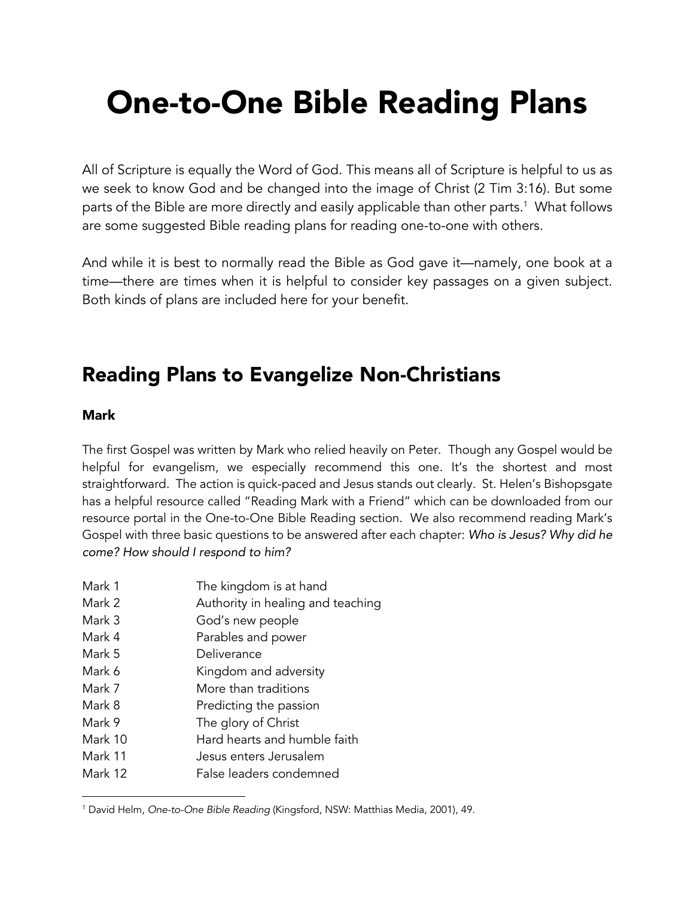# One-to-One Bible Reading Plans

All of Scripture is equally the Word of God. This means all of Scripture is helpful to us as we seek to know God and be changed into the image of Christ (2 Tim 3:16). But some parts of the Bible are more directly and easily applicable than other parts.[1] What follows are some suggested Bible reading plans for reading one-to-one with others.

And while it is best to normally read the Bible as God gave it—namely, one book at a time—there are times when it is helpful to consider key passages on a given subject. Both kinds of plans are included here for your benefit.

## Reading Plans to Evangelize Non-Christians

### Mark

The first Gospel was written by Mark who relied heavily on Peter. Though any Gospel would be helpful for evangelism, we especially recommend this one. It's the shortest and most straightforward. The action is quick-paced and Jesus stands out clearly. St. Helen's Bishopsgate has a helpful resource called "Reading Mark with a Friend" which can be downloaded from our resource portal in the One-to-One Bible Reading section. We also recommend reading Mark's Gospel with three basic questions to be answered after each chapter: *Who is Jesus? Why did he come? How should I respond to him?*

| | |
|---|---|
| Mark 1 | The kingdom is at hand |
| Mark 2 | Authority in healing and teaching |
| Mark 3 | God's new people |
| Mark 4 | Parables and power |
| Mark 5 | Deliverance |
| Mark 6 | Kingdom and adversity |
| Mark 7 | More than traditions |
| Mark 8 | Predicting the passion |
| Mark 9 | The glory of Christ |
| Mark 10 | Hard hearts and humble faith |
| Mark 11 | Jesus enters Jerusalem |
| Mark 12 | False leaders condemned |

[1] David Helm, *One-to-One Bible Reading* (Kingsford, NSW: Matthias Media, 2001), 49.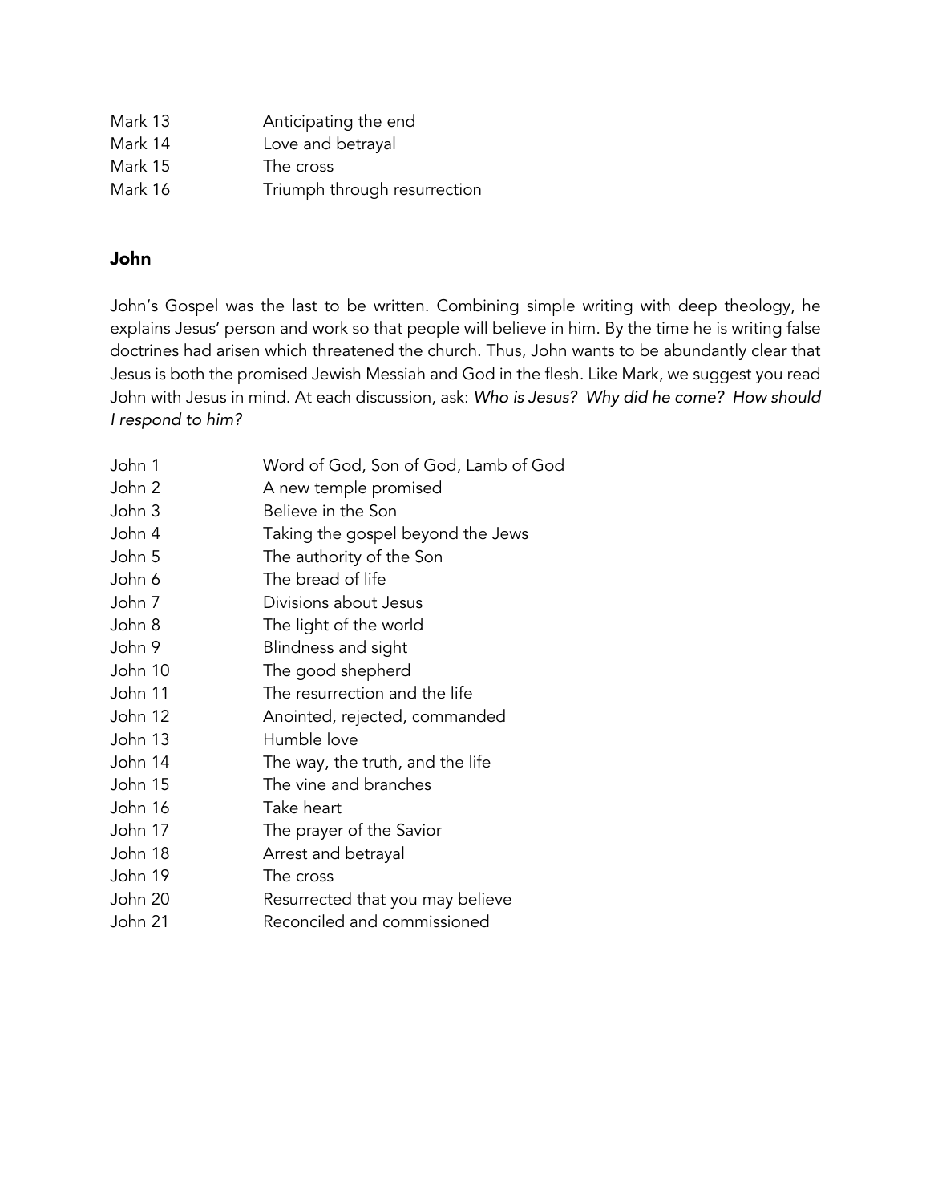| | |
|---|---|
| Mark 13 | Anticipating the end |
| Mark 14 | Love and betrayal |
| Mark 15 | The cross |
| Mark 16 | Triumph through resurrection |

## John

John's Gospel was the last to be written. Combining simple writing with deep theology, he explains Jesus' person and work so that people will believe in him. By the time he is writing false doctrines had arisen which threatened the church. Thus, John wants to be abundantly clear that Jesus is both the promised Jewish Messiah and God in the flesh. Like Mark, we suggest you read John with Jesus in mind. At each discussion, ask: *Who is Jesus? Why did he come? How should I respond to him?*

| | |
|---|---|
| John 1 | Word of God, Son of God, Lamb of God |
| John 2 | A new temple promised |
| John 3 | Believe in the Son |
| John 4 | Taking the gospel beyond the Jews |
| John 5 | The authority of the Son |
| John 6 | The bread of life |
| John 7 | Divisions about Jesus |
| John 8 | The light of the world |
| John 9 | Blindness and sight |
| John 10 | The good shepherd |
| John 11 | The resurrection and the life |
| John 12 | Anointed, rejected, commanded |
| John 13 | Humble love |
| John 14 | The way, the truth, and the life |
| John 15 | The vine and branches |
| John 16 | Take heart |
| John 17 | The prayer of the Savior |
| John 18 | Arrest and betrayal |
| John 19 | The cross |
| John 20 | Resurrected that you may believe |
| John 21 | Reconciled and commissioned |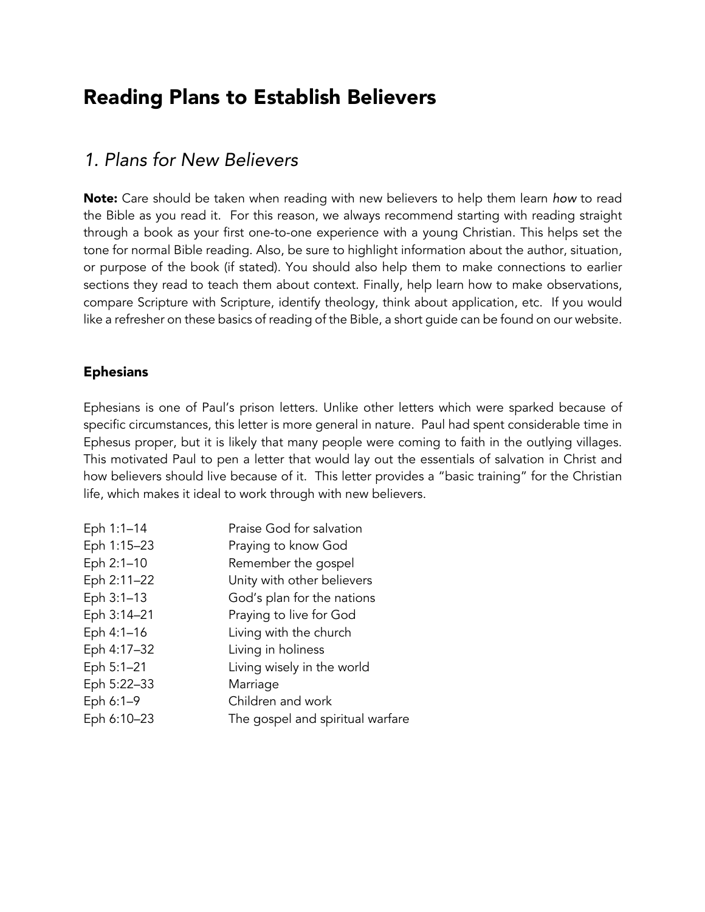# Reading Plans to Establish Believers

## *1. Plans for New Believers*

**Note:** Care should be taken when reading with new believers to help them learn *how* to read the Bible as you read it. For this reason, we always recommend starting with reading straight through a book as your first one-to-one experience with a young Christian. This helps set the tone for normal Bible reading. Also, be sure to highlight information about the author, situation, or purpose of the book (if stated). You should also help them to make connections to earlier sections they read to teach them about context. Finally, help learn how to make observations, compare Scripture with Scripture, identify theology, think about application, etc. If you would like a refresher on these basics of reading of the Bible, a short guide can be found on our website.

### Ephesians

Ephesians is one of Paul's prison letters. Unlike other letters which were sparked because of specific circumstances, this letter is more general in nature. Paul had spent considerable time in Ephesus proper, but it is likely that many people were coming to faith in the outlying villages. This motivated Paul to pen a letter that would lay out the essentials of salvation in Christ and how believers should live because of it. This letter provides a "basic training" for the Christian life, which makes it ideal to work through with new believers.

| | |
|---|---|
| Eph 1:1–14 | Praise God for salvation |
| Eph 1:15–23 | Praying to know God |
| Eph 2:1–10 | Remember the gospel |
| Eph 2:11–22 | Unity with other believers |
| Eph 3:1–13 | God's plan for the nations |
| Eph 3:14–21 | Praying to live for God |
| Eph 4:1–16 | Living with the church |
| Eph 4:17–32 | Living in holiness |
| Eph 5:1–21 | Living wisely in the world |
| Eph 5:22–33 | Marriage |
| Eph 6:1–9 | Children and work |
| Eph 6:10–23 | The gospel and spiritual warfare |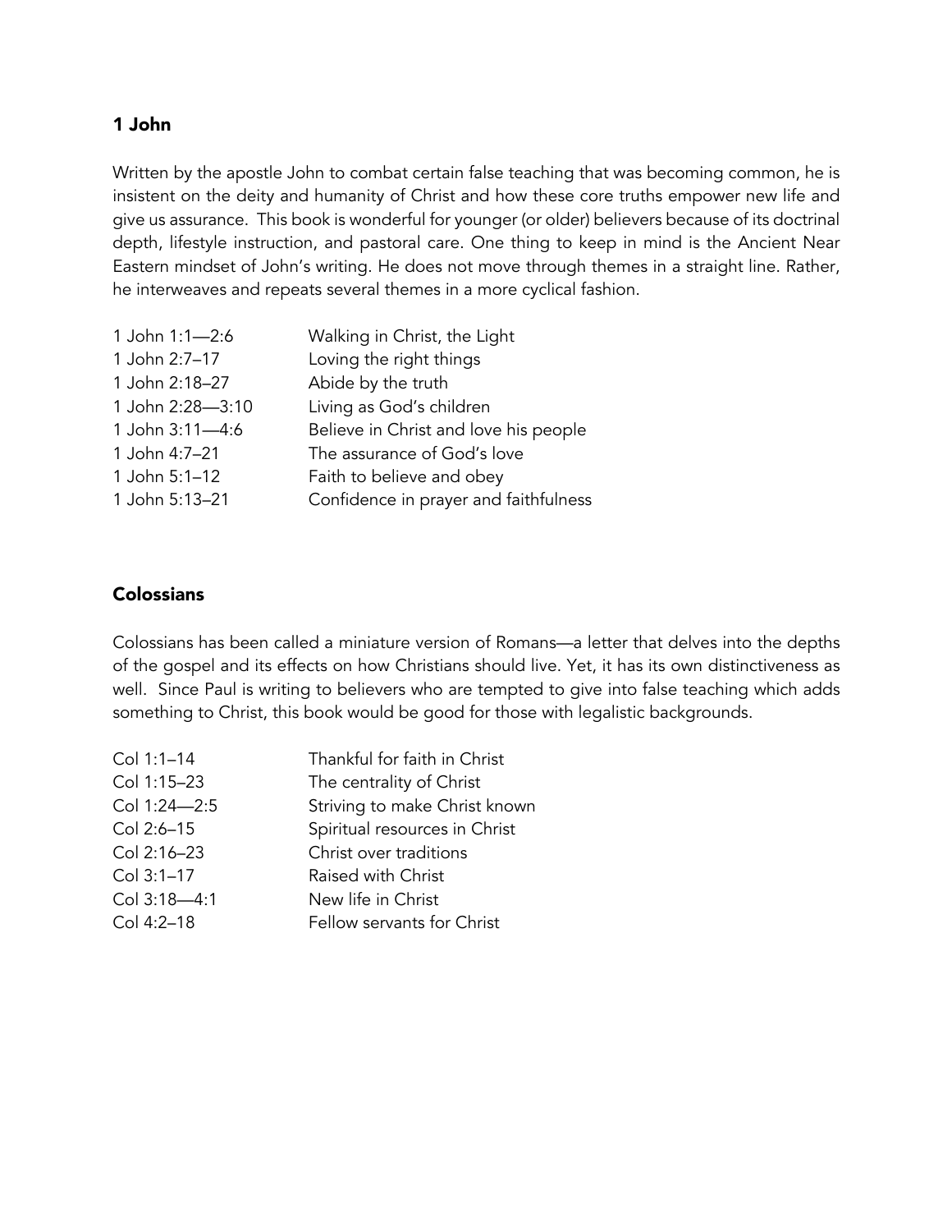## 1 John

Written by the apostle John to combat certain false teaching that was becoming common, he is insistent on the deity and humanity of Christ and how these core truths empower new life and give us assurance. This book is wonderful for younger (or older) believers because of its doctrinal depth, lifestyle instruction, and pastoral care. One thing to keep in mind is the Ancient Near Eastern mindset of John's writing. He does not move through themes in a straight line. Rather, he interweaves and repeats several themes in a more cyclical fashion.

| | |
|---|---|
| 1 John 1:1—2:6 | Walking in Christ, the Light |
| 1 John 2:7–17 | Loving the right things |
| 1 John 2:18–27 | Abide by the truth |
| 1 John 2:28—3:10 | Living as God's children |
| 1 John 3:11—4:6 | Believe in Christ and love his people |
| 1 John 4:7–21 | The assurance of God's love |
| 1 John 5:1–12 | Faith to believe and obey |
| 1 John 5:13–21 | Confidence in prayer and faithfulness |

## Colossians

Colossians has been called a miniature version of Romans—a letter that delves into the depths of the gospel and its effects on how Christians should live. Yet, it has its own distinctiveness as well. Since Paul is writing to believers who are tempted to give into false teaching which adds something to Christ, this book would be good for those with legalistic backgrounds.

| | |
|---|---|
| Col 1:1–14 | Thankful for faith in Christ |
| Col 1:15–23 | The centrality of Christ |
| Col 1:24—2:5 | Striving to make Christ known |
| Col 2:6–15 | Spiritual resources in Christ |
| Col 2:16–23 | Christ over traditions |
| Col 3:1–17 | Raised with Christ |
| Col 3:18—4:1 | New life in Christ |
| Col 4:2–18 | Fellow servants for Christ |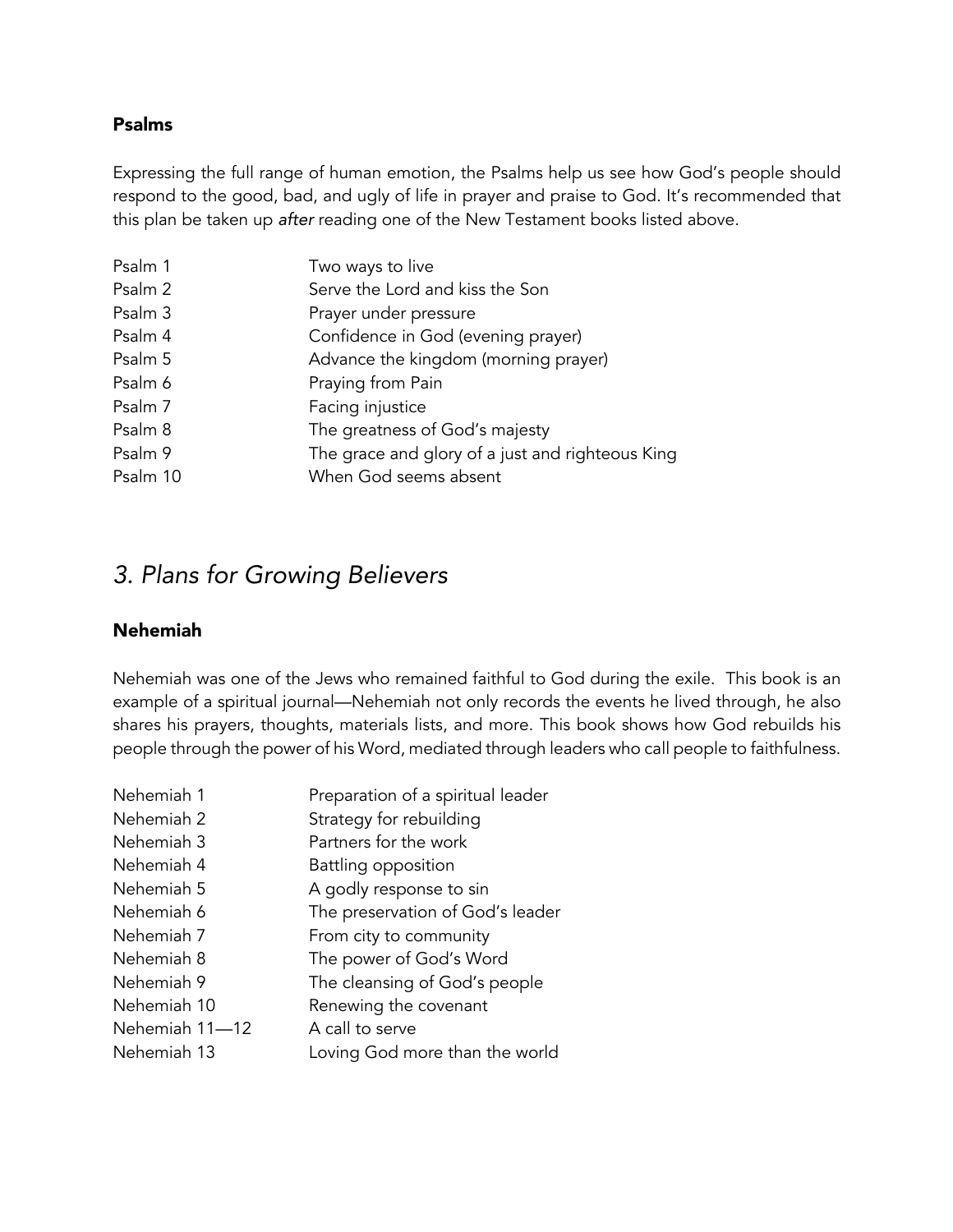### Psalms

Expressing the full range of human emotion, the Psalms help us see how God's people should respond to the good, bad, and ugly of life in prayer and praise to God. It's recommended that this plan be taken up *after* reading one of the New Testament books listed above.

| | |
|---|---|
| Psalm 1 | Two ways to live |
| Psalm 2 | Serve the Lord and kiss the Son |
| Psalm 3 | Prayer under pressure |
| Psalm 4 | Confidence in God (evening prayer) |
| Psalm 5 | Advance the kingdom (morning prayer) |
| Psalm 6 | Praying from Pain |
| Psalm 7 | Facing injustice |
| Psalm 8 | The greatness of God's majesty |
| Psalm 9 | The grace and glory of a just and righteous King |
| Psalm 10 | When God seems absent |

## *3. Plans for Growing Believers*

### Nehemiah

Nehemiah was one of the Jews who remained faithful to God during the exile. This book is an example of a spiritual journal—Nehemiah not only records the events he lived through, he also shares his prayers, thoughts, materials lists, and more. This book shows how God rebuilds his people through the power of his Word, mediated through leaders who call people to faithfulness.

| | |
|---|---|
| Nehemiah 1 | Preparation of a spiritual leader |
| Nehemiah 2 | Strategy for rebuilding |
| Nehemiah 3 | Partners for the work |
| Nehemiah 4 | Battling opposition |
| Nehemiah 5 | A godly response to sin |
| Nehemiah 6 | The preservation of God's leader |
| Nehemiah 7 | From city to community |
| Nehemiah 8 | The power of God's Word |
| Nehemiah 9 | The cleansing of God's people |
| Nehemiah 10 | Renewing the covenant |
| Nehemiah 11—12 | A call to serve |
| Nehemiah 13 | Loving God more than the world |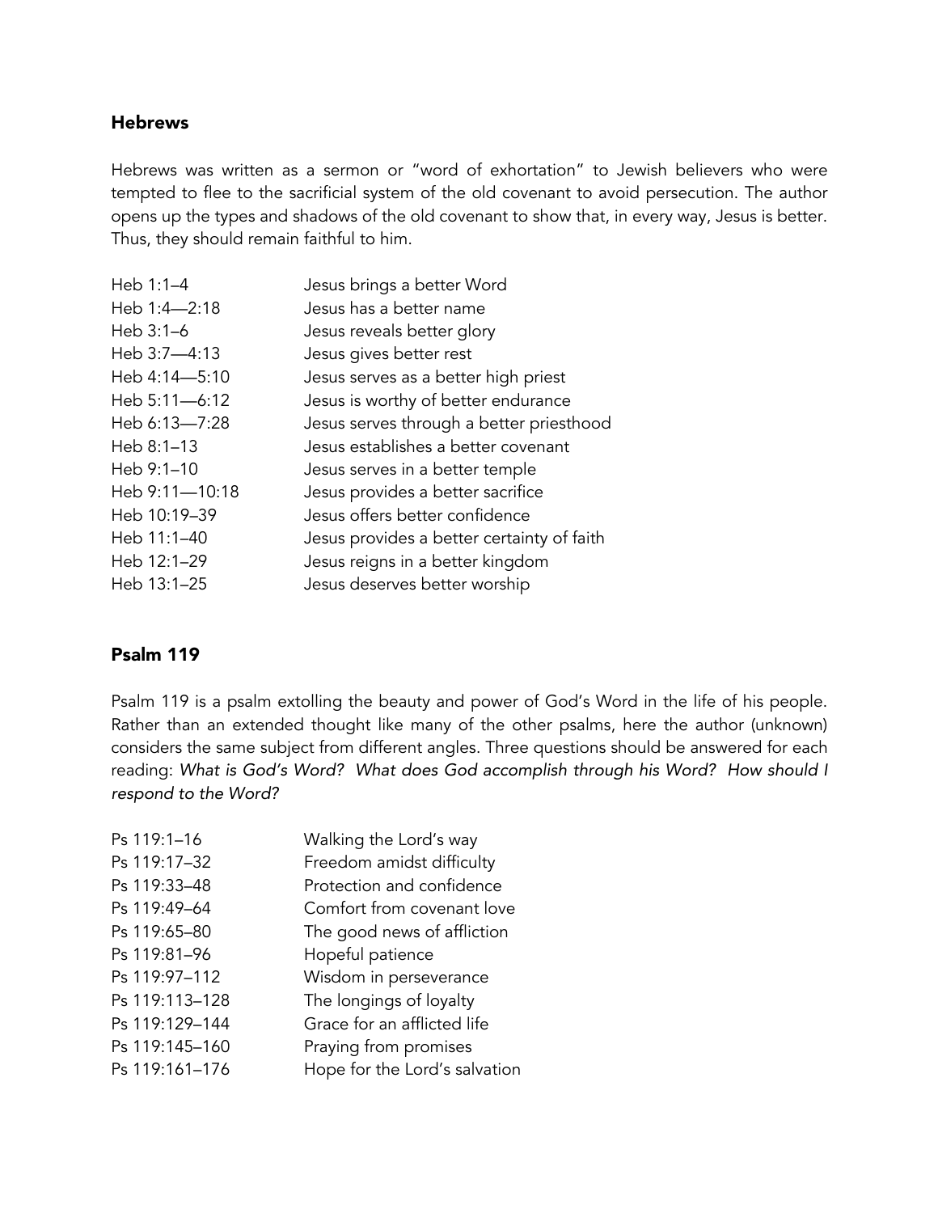## Hebrews

Hebrews was written as a sermon or "word of exhortation" to Jewish believers who were tempted to flee to the sacrificial system of the old covenant to avoid persecution. The author opens up the types and shadows of the old covenant to show that, in every way, Jesus is better. Thus, they should remain faithful to him.

| | |
|---|---|
| Heb 1:1–4 | Jesus brings a better Word |
| Heb 1:4—2:18 | Jesus has a better name |
| Heb 3:1–6 | Jesus reveals better glory |
| Heb 3:7—4:13 | Jesus gives better rest |
| Heb 4:14—5:10 | Jesus serves as a better high priest |
| Heb 5:11—6:12 | Jesus is worthy of better endurance |
| Heb 6:13—7:28 | Jesus serves through a better priesthood |
| Heb 8:1–13 | Jesus establishes a better covenant |
| Heb 9:1–10 | Jesus serves in a better temple |
| Heb 9:11—10:18 | Jesus provides a better sacrifice |
| Heb 10:19–39 | Jesus offers better confidence |
| Heb 11:1–40 | Jesus provides a better certainty of faith |
| Heb 12:1–29 | Jesus reigns in a better kingdom |
| Heb 13:1–25 | Jesus deserves better worship |

## Psalm 119

Psalm 119 is a psalm extolling the beauty and power of God's Word in the life of his people. Rather than an extended thought like many of the other psalms, here the author (unknown) considers the same subject from different angles. Three questions should be answered for each reading: *What is God's Word? What does God accomplish through his Word? How should I respond to the Word?*

| | |
|---|---|
| Ps 119:1–16 | Walking the Lord's way |
| Ps 119:17–32 | Freedom amidst difficulty |
| Ps 119:33–48 | Protection and confidence |
| Ps 119:49–64 | Comfort from covenant love |
| Ps 119:65–80 | The good news of affliction |
| Ps 119:81–96 | Hopeful patience |
| Ps 119:97–112 | Wisdom in perseverance |
| Ps 119:113–128 | The longings of loyalty |
| Ps 119:129–144 | Grace for an afflicted life |
| Ps 119:145–160 | Praying from promises |
| Ps 119:161–176 | Hope for the Lord's salvation |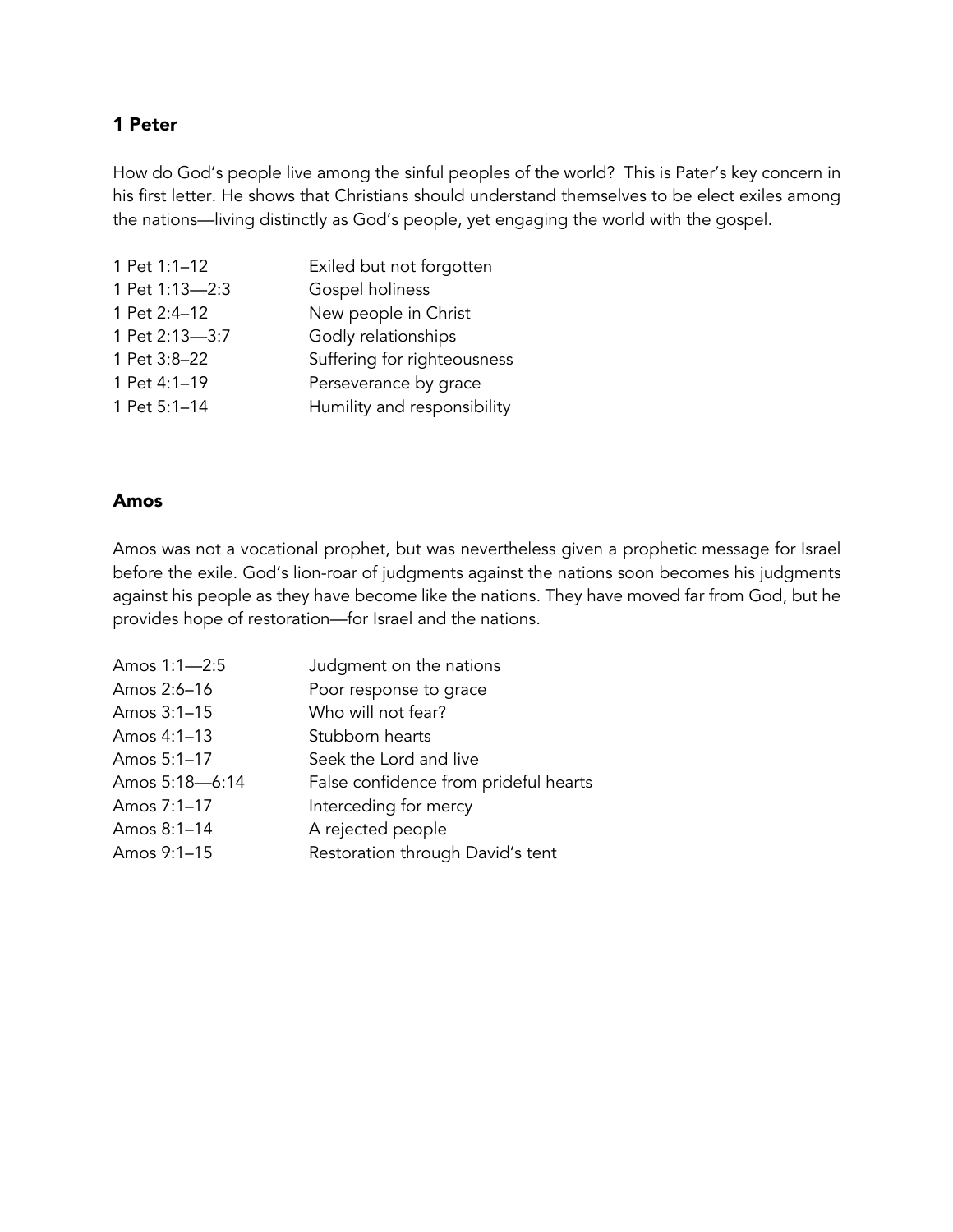### 1 Peter

How do God's people live among the sinful peoples of the world? This is Pater's key concern in his first letter. He shows that Christians should understand themselves to be elect exiles among the nations—living distinctly as God's people, yet engaging the world with the gospel.

| | |
|---|---|
| 1 Pet 1:1–12 | Exiled but not forgotten |
| 1 Pet 1:13—2:3 | Gospel holiness |
| 1 Pet 2:4–12 | New people in Christ |
| 1 Pet 2:13—3:7 | Godly relationships |
| 1 Pet 3:8–22 | Suffering for righteousness |
| 1 Pet 4:1–19 | Perseverance by grace |
| 1 Pet 5:1–14 | Humility and responsibility |

### Amos

Amos was not a vocational prophet, but was nevertheless given a prophetic message for Israel before the exile. God's lion-roar of judgments against the nations soon becomes his judgments against his people as they have become like the nations. They have moved far from God, but he provides hope of restoration—for Israel and the nations.

| | |
|---|---|
| Amos 1:1—2:5 | Judgment on the nations |
| Amos 2:6–16 | Poor response to grace |
| Amos 3:1–15 | Who will not fear? |
| Amos 4:1–13 | Stubborn hearts |
| Amos 5:1–17 | Seek the Lord and live |
| Amos 5:18—6:14 | False confidence from prideful hearts |
| Amos 7:1–17 | Interceding for mercy |
| Amos 8:1–14 | A rejected people |
| Amos 9:1–15 | Restoration through David's tent |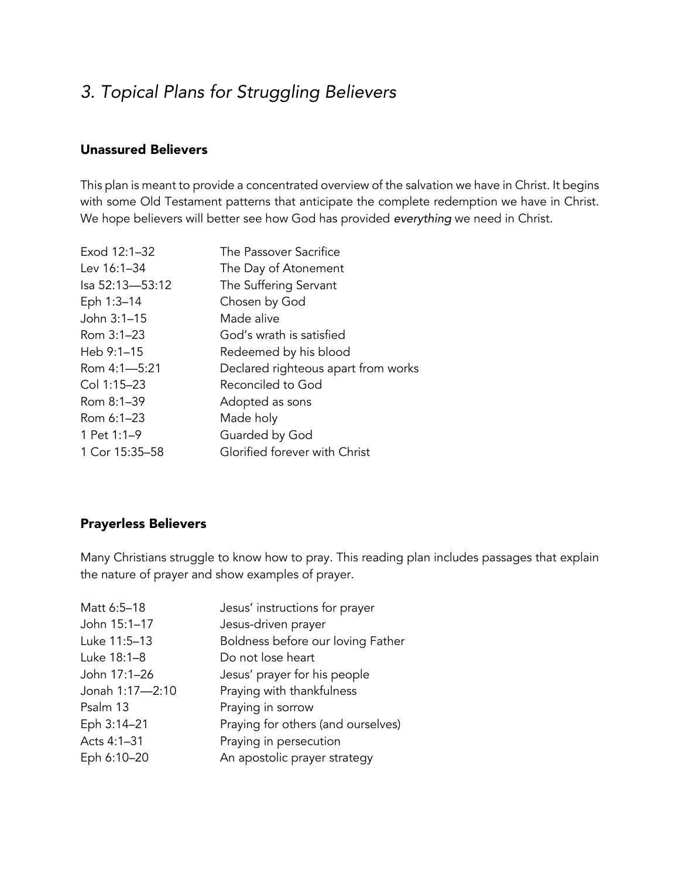## *3. Topical Plans for Struggling Believers*

### Unassured Believers

This plan is meant to provide a concentrated overview of the salvation we have in Christ. It begins with some Old Testament patterns that anticipate the complete redemption we have in Christ. We hope believers will better see how God has provided *everything* we need in Christ.

| | |
|---|---|
| Exod 12:1–32 | The Passover Sacrifice |
| Lev 16:1–34 | The Day of Atonement |
| Isa 52:13—53:12 | The Suffering Servant |
| Eph 1:3–14 | Chosen by God |
| John 3:1–15 | Made alive |
| Rom 3:1–23 | God's wrath is satisfied |
| Heb 9:1–15 | Redeemed by his blood |
| Rom 4:1—5:21 | Declared righteous apart from works |
| Col 1:15–23 | Reconciled to God |
| Rom 8:1–39 | Adopted as sons |
| Rom 6:1–23 | Made holy |
| 1 Pet 1:1–9 | Guarded by God |
| 1 Cor 15:35–58 | Glorified forever with Christ |

### Prayerless Believers

Many Christians struggle to know how to pray. This reading plan includes passages that explain the nature of prayer and show examples of prayer.

| | |
|---|---|
| Matt 6:5–18 | Jesus' instructions for prayer |
| John 15:1–17 | Jesus-driven prayer |
| Luke 11:5–13 | Boldness before our loving Father |
| Luke 18:1–8 | Do not lose heart |
| John 17:1–26 | Jesus' prayer for his people |
| Jonah 1:17—2:10 | Praying with thankfulness |
| Psalm 13 | Praying in sorrow |
| Eph 3:14–21 | Praying for others (and ourselves) |
| Acts 4:1–31 | Praying in persecution |
| Eph 6:10–20 | An apostolic prayer strategy |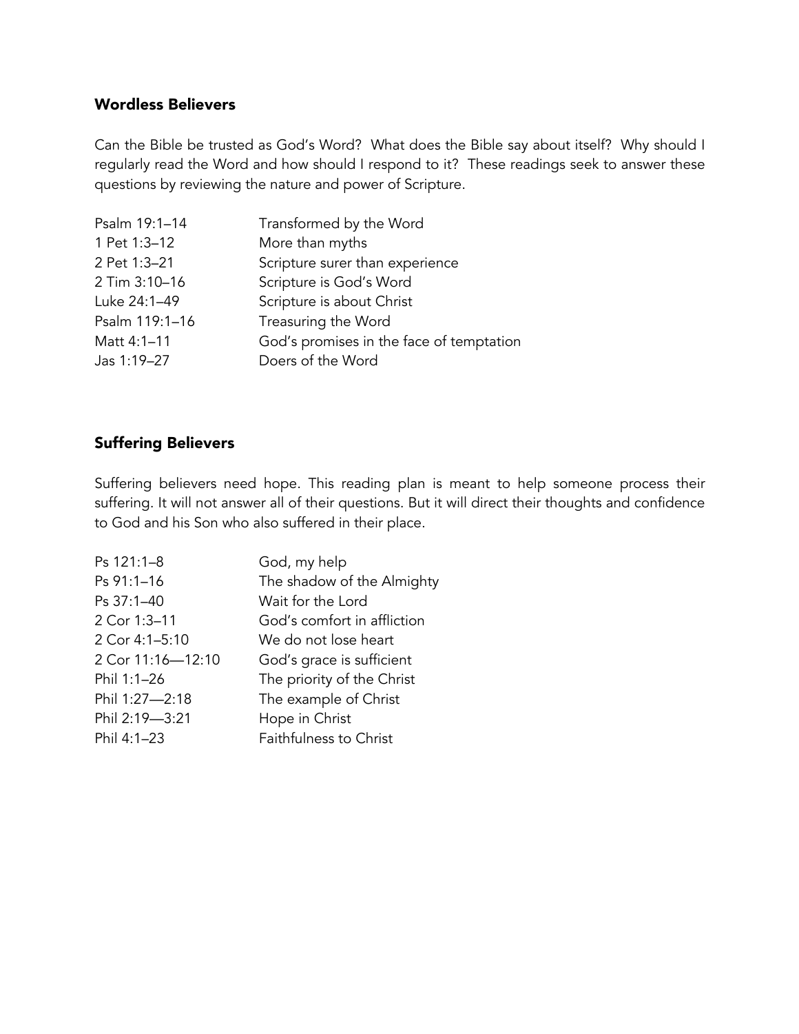### Wordless Believers

Can the Bible be trusted as God's Word? What does the Bible say about itself? Why should I regularly read the Word and how should I respond to it? These readings seek to answer these questions by reviewing the nature and power of Scripture.

| | |
|---|---|
| Psalm 19:1–14 | Transformed by the Word |
| 1 Pet 1:3–12 | More than myths |
| 2 Pet 1:3–21 | Scripture surer than experience |
| 2 Tim 3:10–16 | Scripture is God's Word |
| Luke 24:1–49 | Scripture is about Christ |
| Psalm 119:1–16 | Treasuring the Word |
| Matt 4:1–11 | God's promises in the face of temptation |
| Jas 1:19–27 | Doers of the Word |

### Suffering Believers

Suffering believers need hope. This reading plan is meant to help someone process their suffering. It will not answer all of their questions. But it will direct their thoughts and confidence to God and his Son who also suffered in their place.

| | |
|---|---|
| Ps 121:1–8 | God, my help |
| Ps 91:1–16 | The shadow of the Almighty |
| Ps 37:1–40 | Wait for the Lord |
| 2 Cor 1:3–11 | God's comfort in affliction |
| 2 Cor 4:1–5:10 | We do not lose heart |
| 2 Cor 11:16—12:10 | God's grace is sufficient |
| Phil 1:1–26 | The priority of the Christ |
| Phil 1:27—2:18 | The example of Christ |
| Phil 2:19—3:21 | Hope in Christ |
| Phil 4:1–23 | Faithfulness to Christ |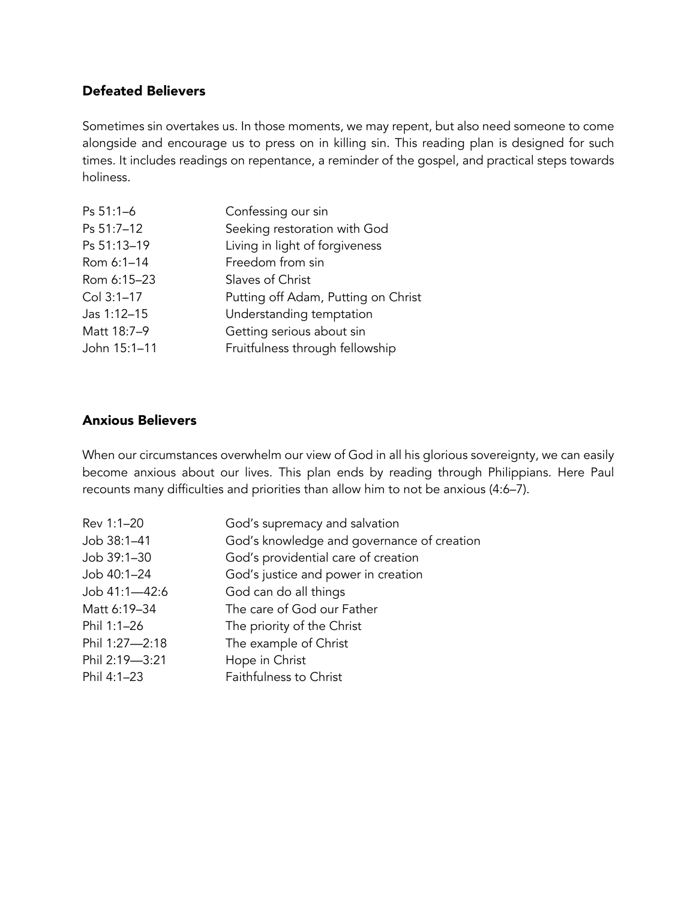## Defeated Believers

Sometimes sin overtakes us. In those moments, we may repent, but also need someone to come alongside and encourage us to press on in killing sin. This reading plan is designed for such times. It includes readings on repentance, a reminder of the gospel, and practical steps towards holiness.

| | |
|---|---|
| Ps 51:1–6 | Confessing our sin |
| Ps 51:7–12 | Seeking restoration with God |
| Ps 51:13–19 | Living in light of forgiveness |
| Rom 6:1–14 | Freedom from sin |
| Rom 6:15–23 | Slaves of Christ |
| Col 3:1–17 | Putting off Adam, Putting on Christ |
| Jas 1:12–15 | Understanding temptation |
| Matt 18:7–9 | Getting serious about sin |
| John 15:1–11 | Fruitfulness through fellowship |

## Anxious Believers

When our circumstances overwhelm our view of God in all his glorious sovereignty, we can easily become anxious about our lives. This plan ends by reading through Philippians. Here Paul recounts many difficulties and priorities than allow him to not be anxious (4:6–7).

| | |
|---|---|
| Rev 1:1–20 | God's supremacy and salvation |
| Job 38:1–41 | God's knowledge and governance of creation |
| Job 39:1–30 | God's providential care of creation |
| Job 40:1–24 | God's justice and power in creation |
| Job 41:1—42:6 | God can do all things |
| Matt 6:19–34 | The care of God our Father |
| Phil 1:1–26 | The priority of the Christ |
| Phil 1:27—2:18 | The example of Christ |
| Phil 2:19—3:21 | Hope in Christ |
| Phil 4:1–23 | Faithfulness to Christ |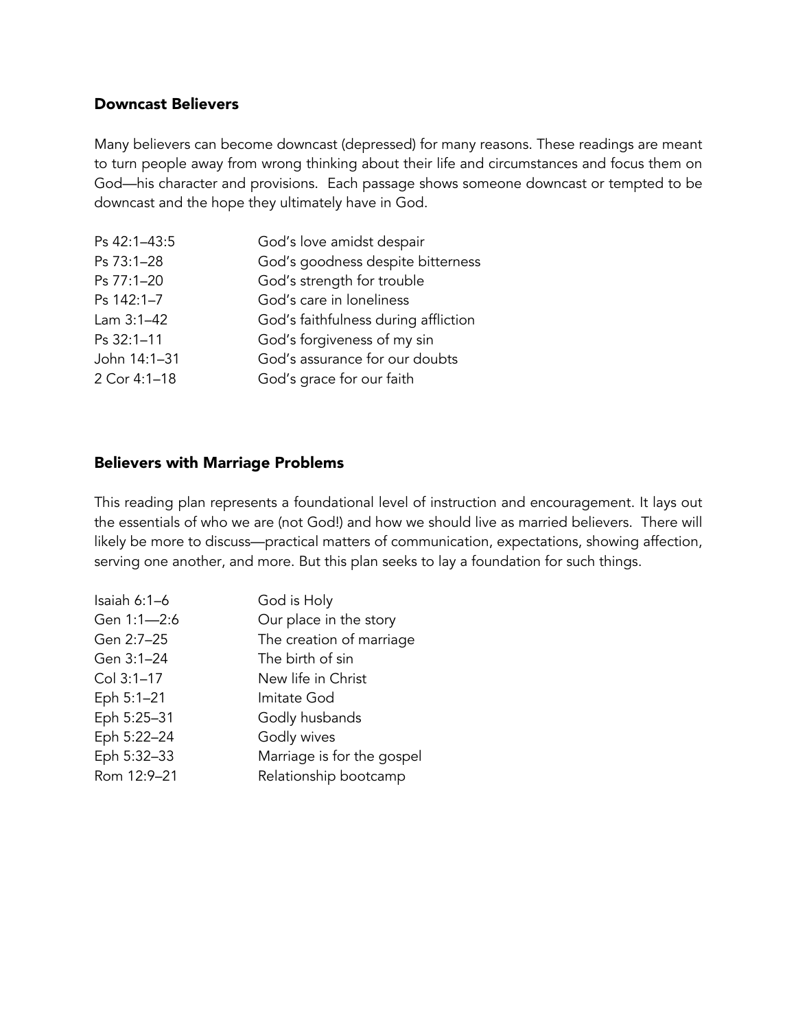### Downcast Believers

Many believers can become downcast (depressed) for many reasons. These readings are meant to turn people away from wrong thinking about their life and circumstances and focus them on God—his character and provisions. Each passage shows someone downcast or tempted to be downcast and the hope they ultimately have in God.

| | |
|---|---|
| Ps 42:1–43:5 | God's love amidst despair |
| Ps 73:1–28 | God's goodness despite bitterness |
| Ps 77:1–20 | God's strength for trouble |
| Ps 142:1–7 | God's care in loneliness |
| Lam 3:1–42 | God's faithfulness during affliction |
| Ps 32:1–11 | God's forgiveness of my sin |
| John 14:1–31 | God's assurance for our doubts |
| 2 Cor 4:1–18 | God's grace for our faith |

### Believers with Marriage Problems

This reading plan represents a foundational level of instruction and encouragement. It lays out the essentials of who we are (not God!) and how we should live as married believers. There will likely be more to discuss—practical matters of communication, expectations, showing affection, serving one another, and more. But this plan seeks to lay a foundation for such things.

| | |
|---|---|
| Isaiah 6:1–6 | God is Holy |
| Gen 1:1—2:6 | Our place in the story |
| Gen 2:7–25 | The creation of marriage |
| Gen 3:1–24 | The birth of sin |
| Col 3:1–17 | New life in Christ |
| Eph 5:1–21 | Imitate God |
| Eph 5:25–31 | Godly husbands |
| Eph 5:22–24 | Godly wives |
| Eph 5:32–33 | Marriage is for the gospel |
| Rom 12:9–21 | Relationship bootcamp |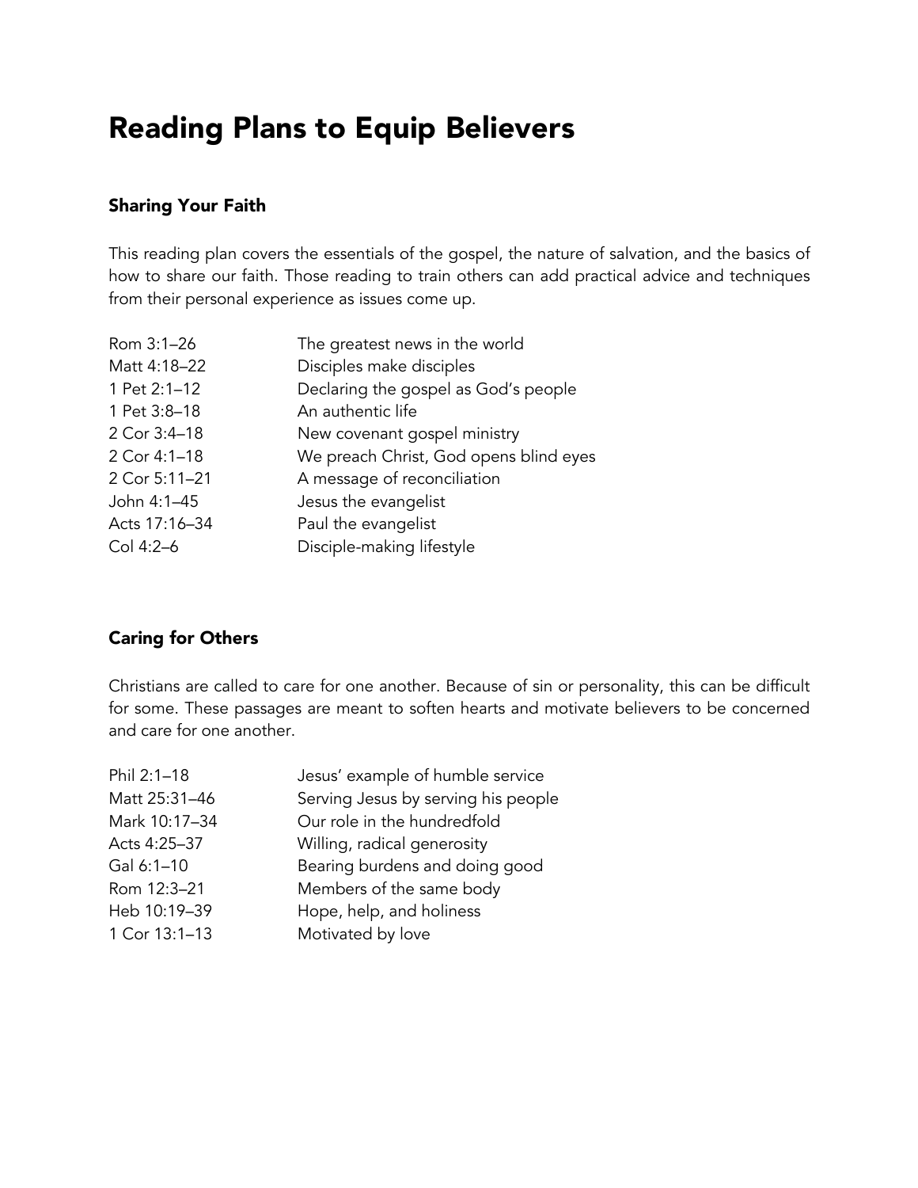# Reading Plans to Equip Believers

### Sharing Your Faith

This reading plan covers the essentials of the gospel, the nature of salvation, and the basics of how to share our faith. Those reading to train others can add practical advice and techniques from their personal experience as issues come up.

| | |
|---|---|
| Rom 3:1–26 | The greatest news in the world |
| Matt 4:18–22 | Disciples make disciples |
| 1 Pet 2:1–12 | Declaring the gospel as God's people |
| 1 Pet 3:8–18 | An authentic life |
| 2 Cor 3:4–18 | New covenant gospel ministry |
| 2 Cor 4:1–18 | We preach Christ, God opens blind eyes |
| 2 Cor 5:11–21 | A message of reconciliation |
| John 4:1–45 | Jesus the evangelist |
| Acts 17:16–34 | Paul the evangelist |
| Col 4:2–6 | Disciple-making lifestyle |

### Caring for Others

Christians are called to care for one another. Because of sin or personality, this can be difficult for some. These passages are meant to soften hearts and motivate believers to be concerned and care for one another.

| | |
|---|---|
| Phil 2:1–18 | Jesus' example of humble service |
| Matt 25:31–46 | Serving Jesus by serving his people |
| Mark 10:17–34 | Our role in the hundredfold |
| Acts 4:25–37 | Willing, radical generosity |
| Gal 6:1–10 | Bearing burdens and doing good |
| Rom 12:3–21 | Members of the same body |
| Heb 10:19–39 | Hope, help, and holiness |
| 1 Cor 13:1–13 | Motivated by love |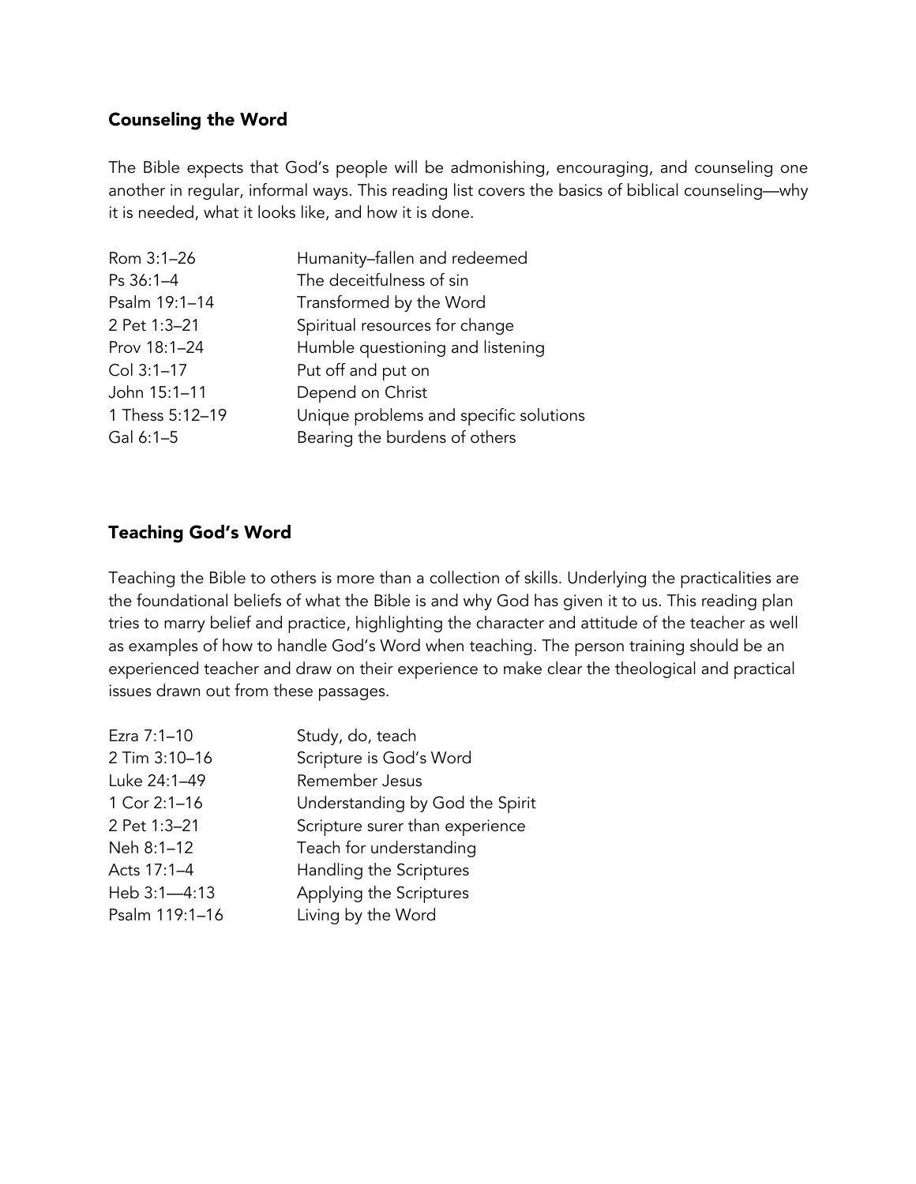## Counseling the Word

The Bible expects that God's people will be admonishing, encouraging, and counseling one another in regular, informal ways. This reading list covers the basics of biblical counseling—why it is needed, what it looks like, and how it is done.

| | |
|---|---|
| Rom 3:1–26 | Humanity–fallen and redeemed |
| Ps 36:1–4 | The deceitfulness of sin |
| Psalm 19:1–14 | Transformed by the Word |
| 2 Pet 1:3–21 | Spiritual resources for change |
| Prov 18:1–24 | Humble questioning and listening |
| Col 3:1–17 | Put off and put on |
| John 15:1–11 | Depend on Christ |
| 1 Thess 5:12–19 | Unique problems and specific solutions |
| Gal 6:1–5 | Bearing the burdens of others |

## Teaching God's Word

Teaching the Bible to others is more than a collection of skills. Underlying the practicalities are the foundational beliefs of what the Bible is and why God has given it to us. This reading plan tries to marry belief and practice, highlighting the character and attitude of the teacher as well as examples of how to handle God's Word when teaching. The person training should be an experienced teacher and draw on their experience to make clear the theological and practical issues drawn out from these passages.

| | |
|---|---|
| Ezra 7:1–10 | Study, do, teach |
| 2 Tim 3:10–16 | Scripture is God's Word |
| Luke 24:1–49 | Remember Jesus |
| 1 Cor 2:1–16 | Understanding by God the Spirit |
| 2 Pet 1:3–21 | Scripture surer than experience |
| Neh 8:1–12 | Teach for understanding |
| Acts 17:1–4 | Handling the Scriptures |
| Heb 3:1—4:13 | Applying the Scriptures |
| Psalm 119:1–16 | Living by the Word |